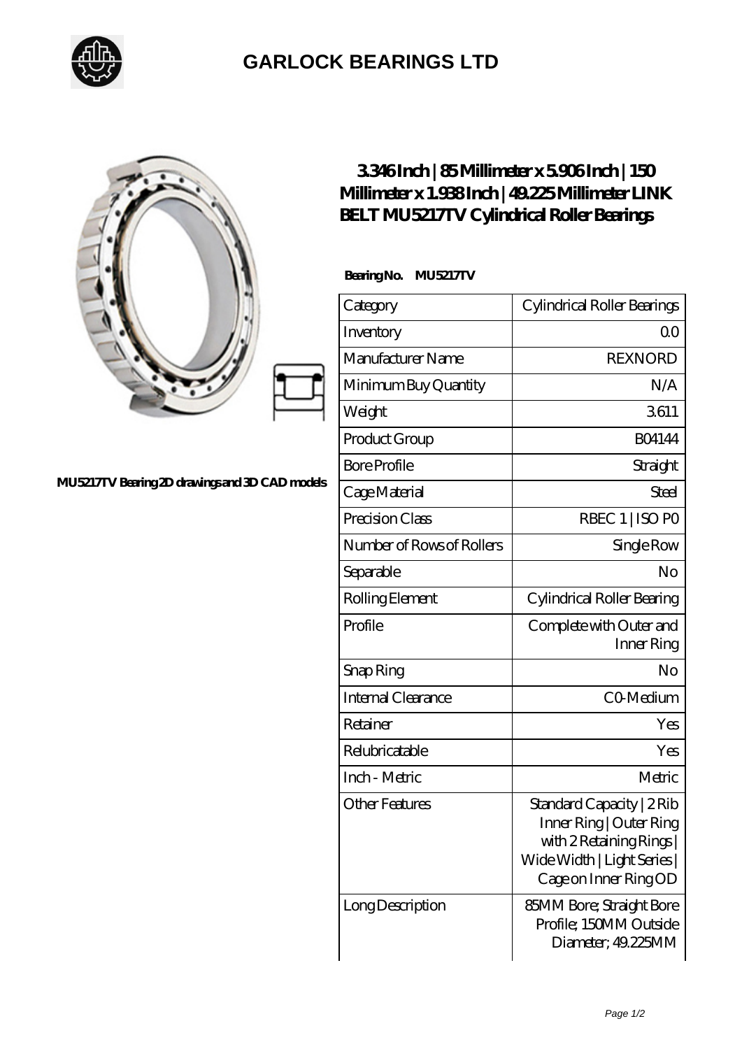# GARLOCK BEARINGS LTD

MU5217TV Bearing 2D drawings and 3D CAD models

## 3.346 Inch | 85 Millimeter x 5.906 Inch | 150 Millimeter x 1.938 Inch | 49.225 Millimeter LINK BELT MU5217TV Cylindrical Roller Bearings

**Bearing No.** **MU5217TV**

| Category | Cylindrical Roller Bearings |
|---|---|
| Inventory | 0.0 |
| Manufacturer Name | REXNORD |
| Minimum Buy Quantity | N/A |
| Weight | 3.611 |
| Product Group | B04144 |
| Bore Profile | Straight |
| Cage Material | Steel |
| Precision Class | RBEC 1 \| ISO P0 |
| Number of Rows of Rollers | Single Row |
| Separable | No |
| Rolling Element | Cylindrical Roller Bearing |
| Profile | Complete with Outer and Inner Ring |
| Snap Ring | No |
| Internal Clearance | C0-Medium |
| Retainer | Yes |
| Relubricatable | Yes |
| Inch - Metric | Metric |
| Other Features | Standard Capacity \| 2 Rib Inner Ring \| Outer Ring with 2 Retaining Rings \| Wide Width \| Light Series \| Cage on Inner Ring OD |
| Long Description | 85MM Bore; Straight Bore Profile; 150MM Outside Diameter; 49.225MM |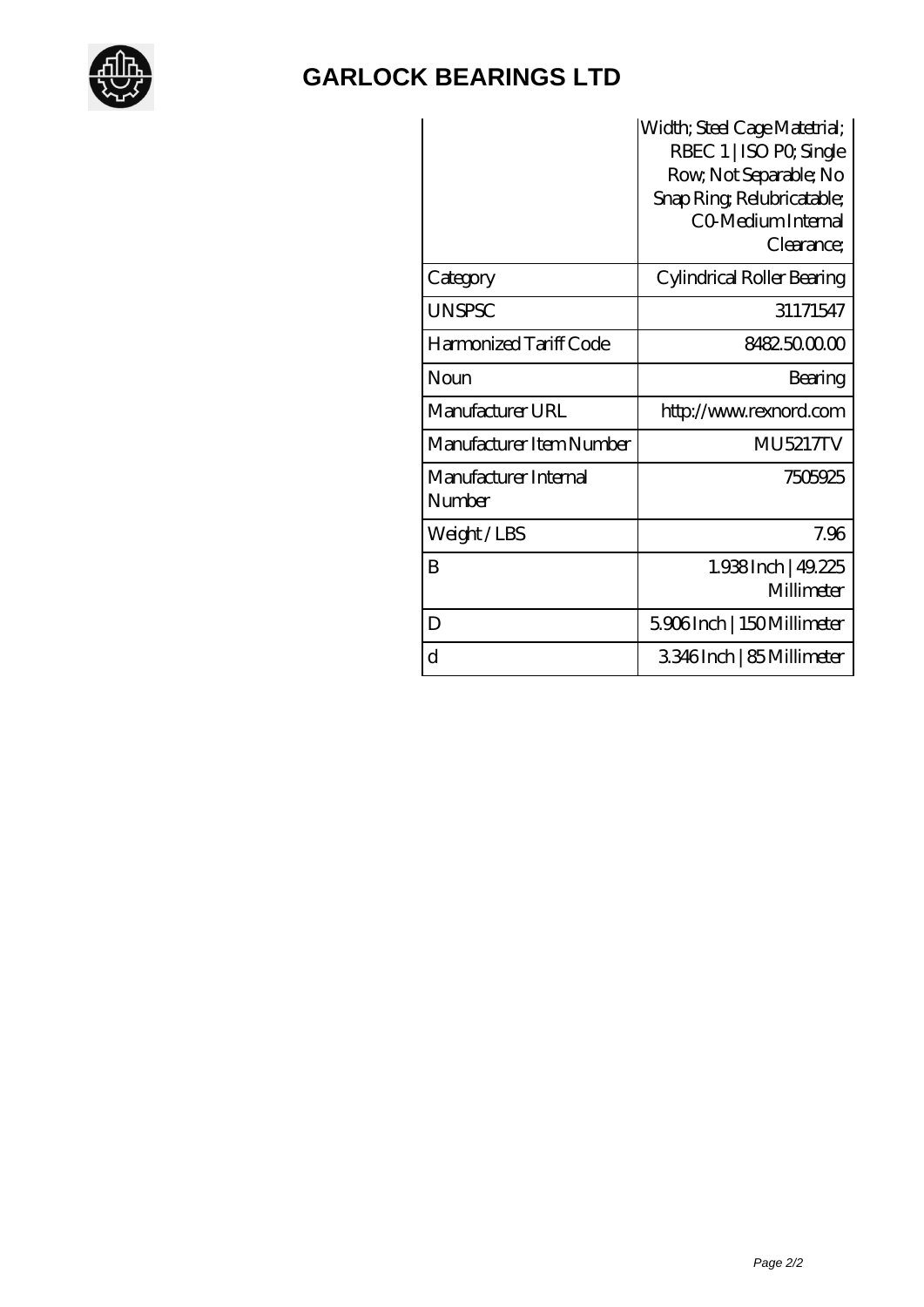# GARLOCK BEARINGS LTD

| | |
|---|---|
| | Width; Steel Cage Matetrial; RBEC 1 \| ISO P0; Single Row; Not Separable; No Snap Ring; Relubricatable; C0-Medium Internal Clearance; |
| Category | Cylindrical Roller Bearing |
| UNSPSC | 31171547 |
| Harmonized Tariff Code | 8482.50.00.00 |
| Noun | Bearing |
| Manufacturer URL | http://www.rexnord.com |
| Manufacturer Item Number | MU5217TV |
| Manufacturer Internal Number | 7505925 |
| Weight / LBS | 7.96 |
| B | 1.938 Inch \| 49.225 Millimeter |
| D | 5.906 Inch \| 150 Millimeter |
| d | 3.346 Inch \| 85 Millimeter |